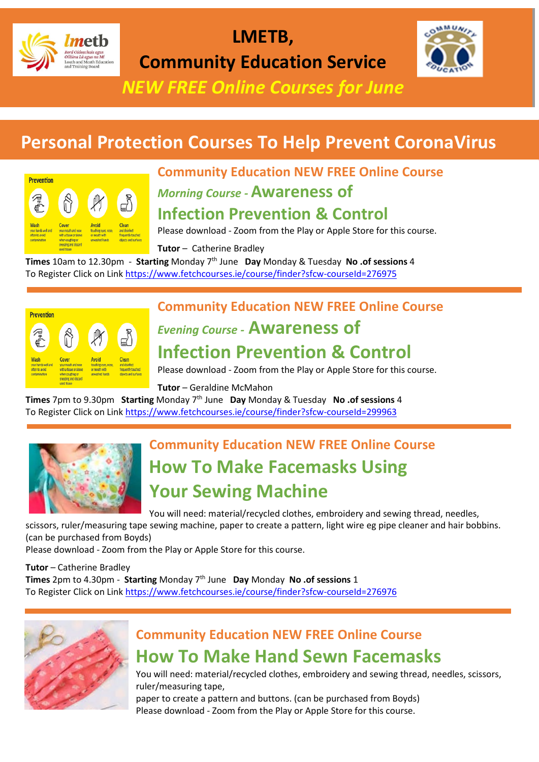# LMETB, Community Education Service

*NEW FREE Online Courses for June*

## Personal Protection Courses To Help Prevent CoronaVirus

### Community Education NEW FREE Online Course

### *Morning Course -* Awareness of Infection Prevention & Control

Please download - Zoom from the Play or Apple Store for this course.

**Tutor** – Catherine Bradley

**Times** 10am to 12.30pm - **Starting** Monday 7th June **Day** Monday & Tuesday **No .of sessions** 4

To Register Click on Link https://www.fetchcourses.ie/course/finder?sfcw-courseId=276975

---

### Community Education NEW FREE Online Course

### *Evening Course -* Awareness of Infection Prevention & Control

Please download - Zoom from the Play or Apple Store for this course.

**Tutor** – Geraldine McMahon

**Times** 7pm to 9.30pm **Starting** Monday 7th June **Day** Monday & Tuesday **No .of sessions** 4

To Register Click on Link https://www.fetchcourses.ie/course/finder?sfcw-courseId=299963

---

### Community Education NEW FREE Online Course

### How To Make Facemasks Using Your Sewing Machine

You will need: material/recycled clothes, embroidery and sewing thread, needles, scissors, ruler/measuring tape sewing machine, paper to create a pattern, light wire eg pipe cleaner and hair bobbins. (can be purchased from Boyds)

Please download - Zoom from the Play or Apple Store for this course.

**Tutor** – Catherine Bradley

**Times** 2pm to 4.30pm - **Starting** Monday 7th June **Day** Monday **No .of sessions** 1

To Register Click on Link https://www.fetchcourses.ie/course/finder?sfcw-courseId=276976

---

### Community Education NEW FREE Online Course

### How To Make Hand Sewn Facemasks

You will need: material/recycled clothes, embroidery and sewing thread, needles, scissors, ruler/measuring tape,

paper to create a pattern and buttons. (can be purchased from Boyds)

Please download - Zoom from the Play or Apple Store for this course.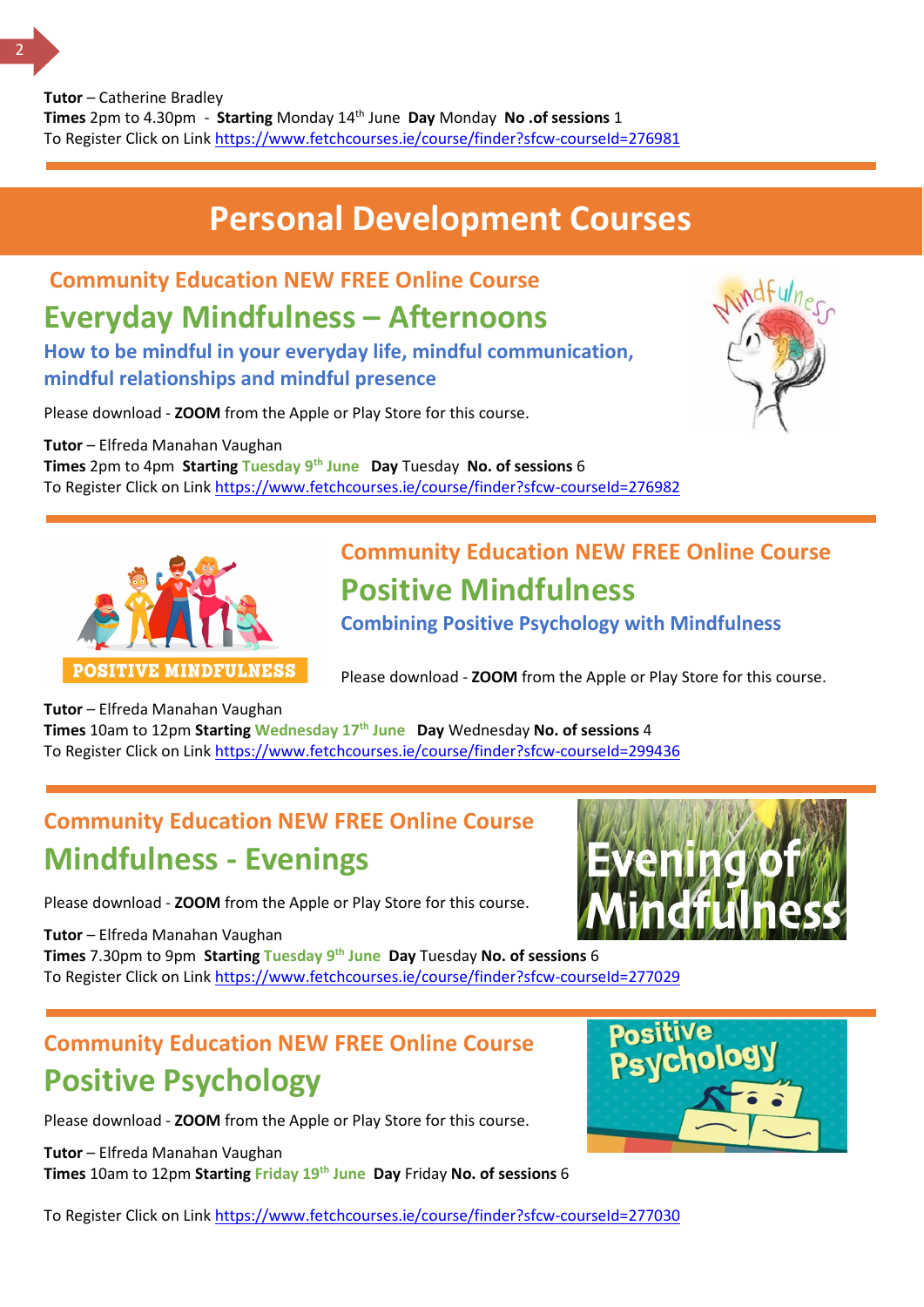**Tutor** – Catherine Bradley
**Times** 2pm to 4.30pm - **Starting** Monday 14th June **Day** Monday **No .of sessions** 1
To Register Click on Link https://www.fetchcourses.ie/course/finder?sfcw-courseId=276981

# Personal Development Courses

### Community Education NEW FREE Online Course

## Everyday Mindfulness – Afternoons

### How to be mindful in your everyday life, mindful communication, mindful relationships and mindful presence

Please download - **ZOOM** from the Apple or Play Store for this course.

**Tutor** – Elfreda Manahan Vaughan
**Times** 2pm to 4pm **Starting** **Tuesday 9th June** **Day** Tuesday **No. of sessions** 6
To Register Click on Link https://www.fetchcourses.ie/course/finder?sfcw-courseId=276982

### Community Education NEW FREE Online Course

## Positive Mindfulness

### Combining Positive Psychology with Mindfulness

Please download - **ZOOM** from the Apple or Play Store for this course.

**Tutor** – Elfreda Manahan Vaughan
**Times** 10am to 12pm **Starting** **Wednesday 17th June** **Day** Wednesday **No. of sessions** 4
To Register Click on Link https://www.fetchcourses.ie/course/finder?sfcw-courseId=299436

### Community Education NEW FREE Online Course

## Mindfulness - Evenings

Please download - **ZOOM** from the Apple or Play Store for this course.

**Tutor** – Elfreda Manahan Vaughan
**Times** 7.30pm to 9pm **Starting** **Tuesday 9th June** **Day** Tuesday **No. of sessions** 6
To Register Click on Link https://www.fetchcourses.ie/course/finder?sfcw-courseId=277029

### Community Education NEW FREE Online Course

## Positive Psychology

Please download - **ZOOM** from the Apple or Play Store for this course.

**Tutor** – Elfreda Manahan Vaughan
**Times** 10am to 12pm **Starting** **Friday 19th June** **Day** Friday **No. of sessions** 6

To Register Click on Link https://www.fetchcourses.ie/course/finder?sfcw-courseId=277030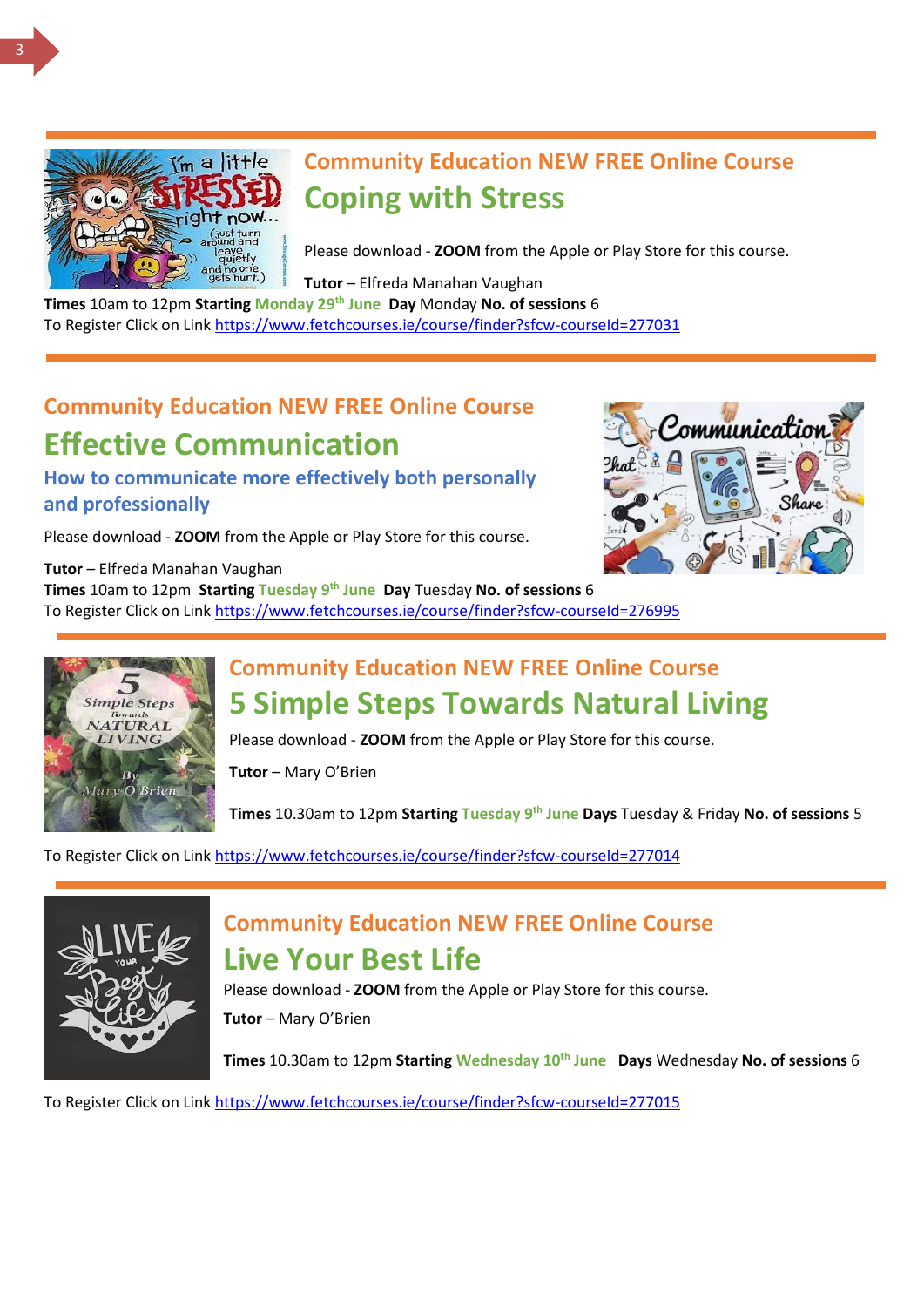## Community Education NEW FREE Online Course

# Coping with Stress

Please download - **ZOOM** from the Apple or Play Store for this course.

**Tutor** – Elfreda Manahan Vaughan

**Times** 10am to 12pm **Starting** **Monday 29th June** **Day** Monday **No. of sessions** 6

To Register Click on Link https://www.fetchcourses.ie/course/finder?sfcw-courseId=277031

## Community Education NEW FREE Online Course

# Effective Communication

### How to communicate more effectively both personally and professionally

Please download - **ZOOM** from the Apple or Play Store for this course.

**Tutor** – Elfreda Manahan Vaughan

**Times** 10am to 12pm **Starting** **Tuesday 9th June** **Day** Tuesday **No. of sessions** 6

To Register Click on Link https://www.fetchcourses.ie/course/finder?sfcw-courseId=276995

## Community Education NEW FREE Online Course

# 5 Simple Steps Towards Natural Living

Please download - **ZOOM** from the Apple or Play Store for this course.

**Tutor** – Mary O'Brien

**Times** 10.30am to 12pm **Starting** **Tuesday 9th June** **Days** Tuesday & Friday **No. of sessions** 5

To Register Click on Link https://www.fetchcourses.ie/course/finder?sfcw-courseId=277014

## Community Education NEW FREE Online Course

# Live Your Best Life

Please download - **ZOOM** from the Apple or Play Store for this course.

**Tutor** – Mary O'Brien

**Times** 10.30am to 12pm **Starting** **Wednesday 10th June** **Days** Wednesday **No. of sessions** 6

To Register Click on Link https://www.fetchcourses.ie/course/finder?sfcw-courseId=277015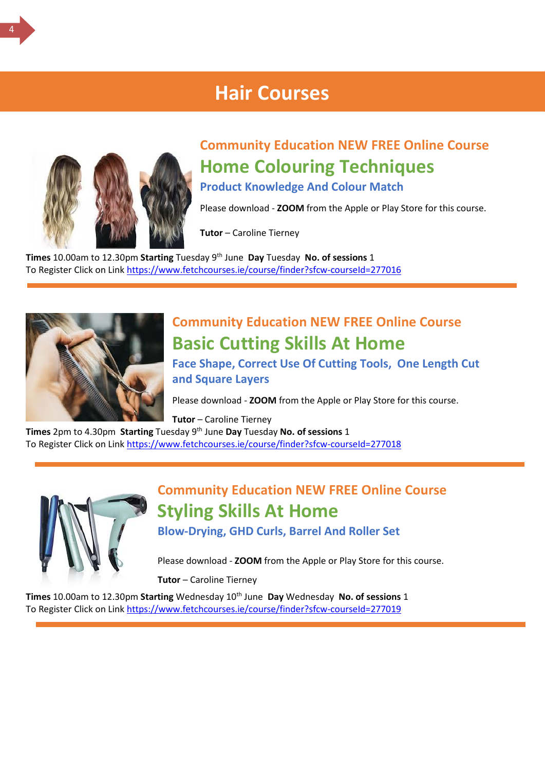# Hair Courses

### Community Education NEW FREE Online Course

## Home Colouring Techniques

### Product Knowledge And Colour Match

Please download - **ZOOM** from the Apple or Play Store for this course.

**Tutor** – Caroline Tierney

**Times** 10.00am to 12.30pm **Starting** Tuesday 9th June **Day** Tuesday **No. of sessions** 1
To Register Click on Link https://www.fetchcourses.ie/course/finder?sfcw-courseId=277016

---

### Community Education NEW FREE Online Course

## Basic Cutting Skills At Home

### Face Shape, Correct Use Of Cutting Tools, One Length Cut and Square Layers

Please download - **ZOOM** from the Apple or Play Store for this course.

**Tutor** – Caroline Tierney

**Times** 2pm to 4.30pm **Starting** Tuesday 9th June **Day** Tuesday **No. of sessions** 1
To Register Click on Link https://www.fetchcourses.ie/course/finder?sfcw-courseId=277018

---

### Community Education NEW FREE Online Course

## Styling Skills At Home

### Blow-Drying, GHD Curls, Barrel And Roller Set

Please download - **ZOOM** from the Apple or Play Store for this course.

**Tutor** – Caroline Tierney

**Times** 10.00am to 12.30pm **Starting** Wednesday 10th June **Day** Wednesday **No. of sessions** 1
To Register Click on Link https://www.fetchcourses.ie/course/finder?sfcw-courseId=277019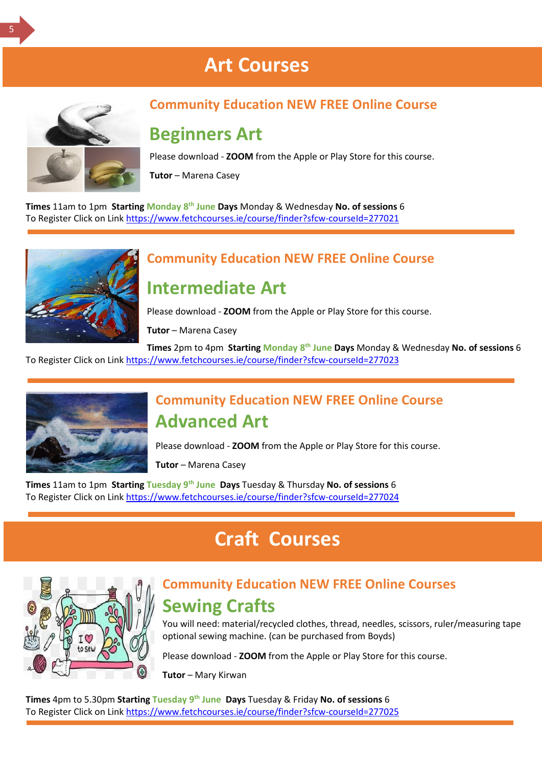# Art Courses

### Community Education NEW FREE Online Course

## Beginners Art

Please download - **ZOOM** from the Apple or Play Store for this course.

**Tutor** – Marena Casey

**Times** 11am to 1pm **Starting Monday 8th June Days** Monday & Wednesday **No. of sessions** 6
To Register Click on Link https://www.fetchcourses.ie/course/finder?sfcw-courseId=277021

---

### Community Education NEW FREE Online Course

## Intermediate Art

Please download - **ZOOM** from the Apple or Play Store for this course.

**Tutor** – Marena Casey

**Times** 2pm to 4pm **Starting Monday 8th June Days** Monday & Wednesday **No. of sessions** 6
To Register Click on Link https://www.fetchcourses.ie/course/finder?sfcw-courseId=277023

---

### Community Education NEW FREE Online Course

## Advanced Art

Please download - **ZOOM** from the Apple or Play Store for this course.

**Tutor** – Marena Casey

**Times** 11am to 1pm **Starting Tuesday 9th June Days** Tuesday & Thursday **No. of sessions** 6
To Register Click on Link https://www.fetchcourses.ie/course/finder?sfcw-courseId=277024

---

# Craft Courses

### Community Education NEW FREE Online Courses

## Sewing Crafts

You will need: material/recycled clothes, thread, needles, scissors, ruler/measuring tape optional sewing machine. (can be purchased from Boyds)

Please download - **ZOOM** from the Apple or Play Store for this course.

**Tutor** – Mary Kirwan

**Times** 4pm to 5.30pm **Starting Tuesday 9th June Days** Tuesday & Friday **No. of sessions** 6
To Register Click on Link https://www.fetchcourses.ie/course/finder?sfcw-courseId=277025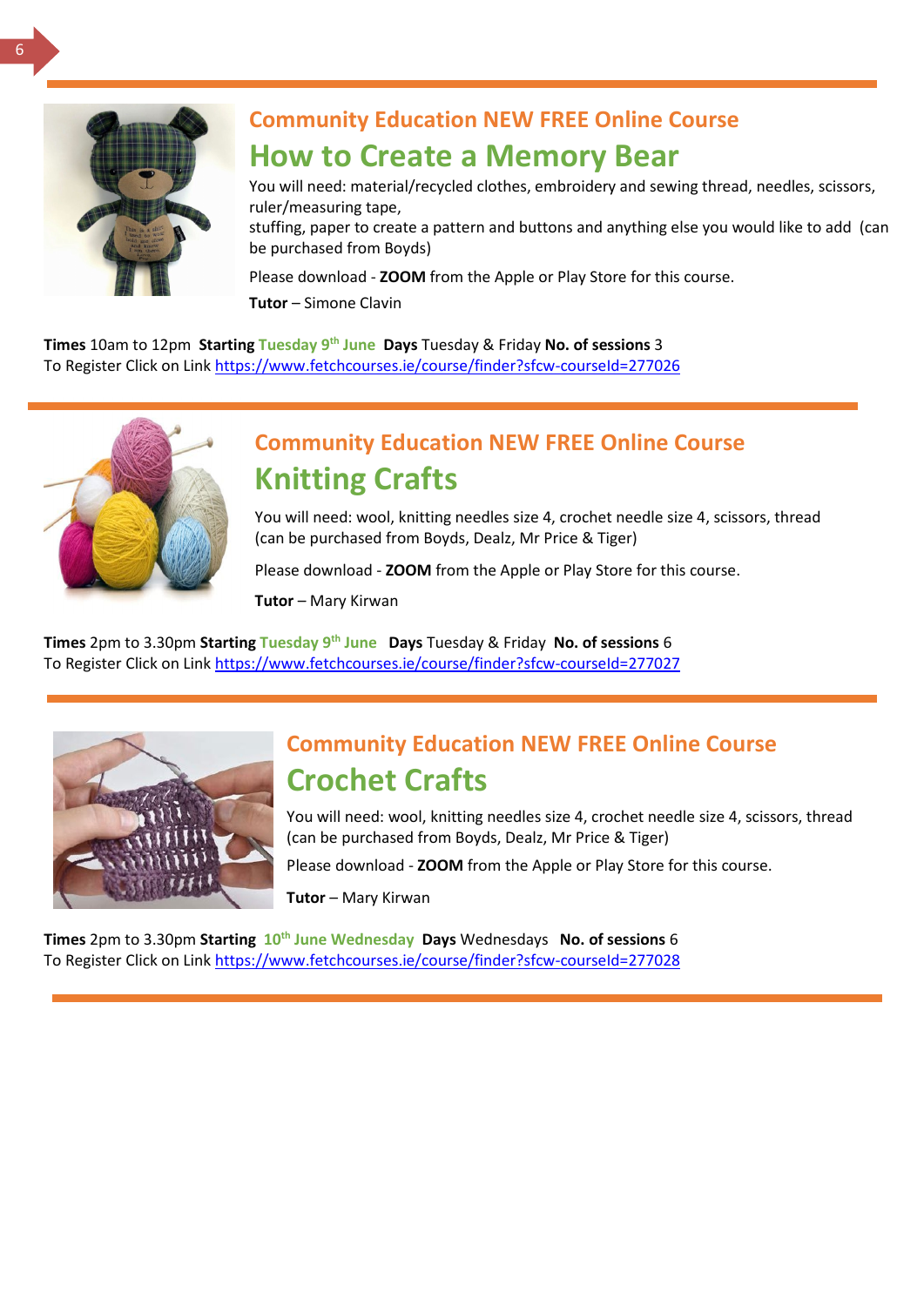### Community Education NEW FREE Online Course

## How to Create a Memory Bear

You will need: material/recycled clothes, embroidery and sewing thread, needles, scissors, ruler/measuring tape,
stuffing, paper to create a pattern and buttons and anything else you would like to add (can be purchased from Boyds)

Please download - **ZOOM** from the Apple or Play Store for this course.

**Tutor** – Simone Clavin

**Times** 10am to 12pm **Starting** Tuesday 9th June **Days** Tuesday & Friday **No. of sessions** 3
To Register Click on Link https://www.fetchcourses.ie/course/finder?sfcw-courseId=277026

---

### Community Education NEW FREE Online Course

## Knitting Crafts

You will need: wool, knitting needles size 4, crochet needle size 4, scissors, thread (can be purchased from Boyds, Dealz, Mr Price & Tiger)

Please download - **ZOOM** from the Apple or Play Store for this course.

**Tutor** – Mary Kirwan

**Times** 2pm to 3.30pm **Starting** Tuesday 9th June **Days** Tuesday & Friday **No. of sessions** 6
To Register Click on Link https://www.fetchcourses.ie/course/finder?sfcw-courseId=277027

---

### Community Education NEW FREE Online Course

## Crochet Crafts

You will need: wool, knitting needles size 4, crochet needle size 4, scissors, thread (can be purchased from Boyds, Dealz, Mr Price & Tiger)

Please download - **ZOOM** from the Apple or Play Store for this course.

**Tutor** – Mary Kirwan

**Times** 2pm to 3.30pm **Starting** 10th June Wednesday **Days** Wednesdays **No. of sessions** 6
To Register Click on Link https://www.fetchcourses.ie/course/finder?sfcw-courseId=277028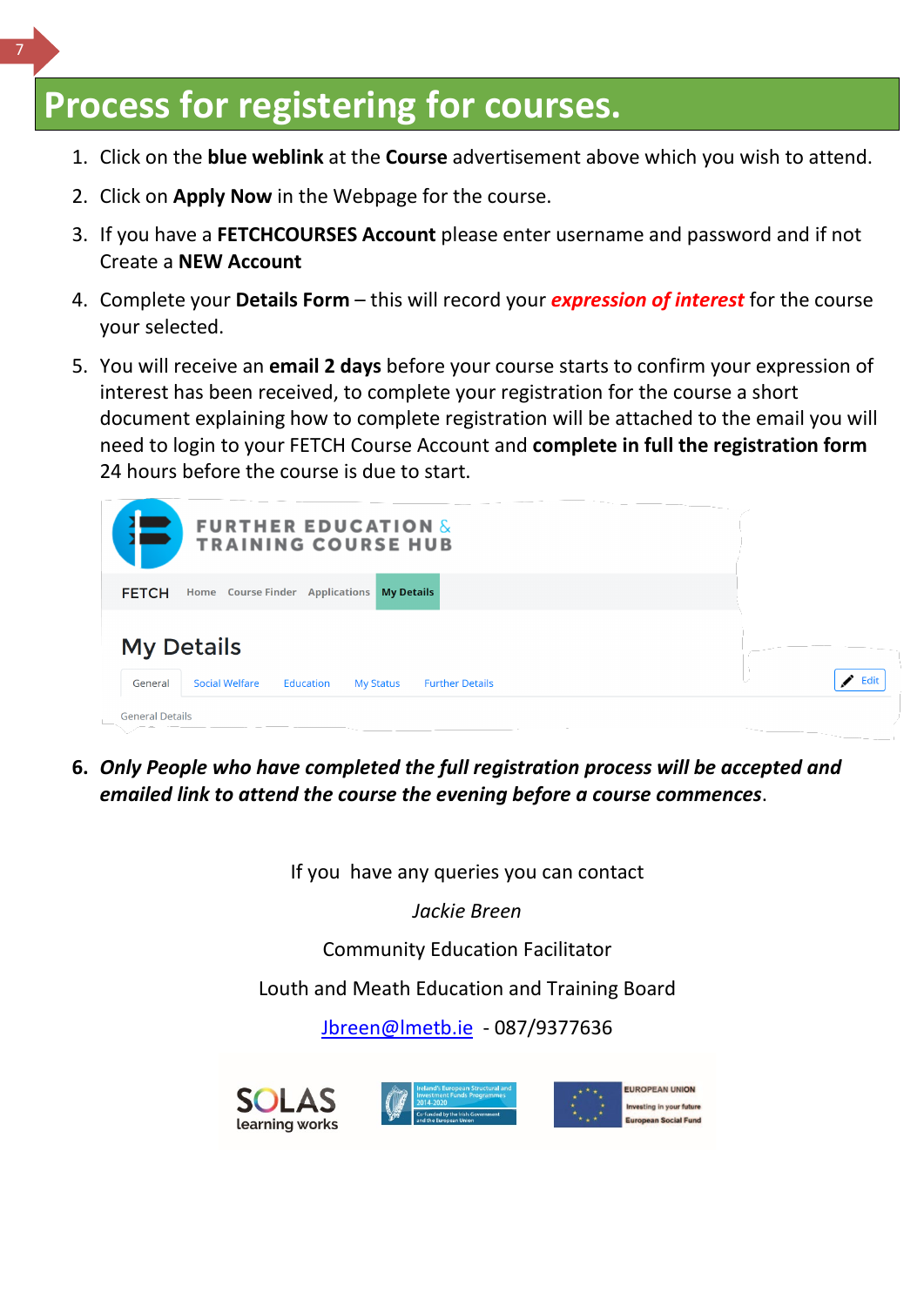# Process for registering for courses.

1. Click on the **blue weblink** at the **Course** advertisement above which you wish to attend.
2. Click on **Apply Now** in the Webpage for the course.
3. If you have a **FETCHCOURSES Account** please enter username and password and if not Create a **NEW Account**
4. Complete your **Details Form** – this will record your ***expression of interest*** for the course your selected.
5. You will receive an **email 2 days** before your course starts to confirm your expression of interest has been received, to complete your registration for the course a short document explaining how to complete registration will be attached to the email you will need to login to your FETCH Course Account and **complete in full the registration form** 24 hours before the course is due to start.

FURTHER EDUCATION & TRAINING COURSE HUB

FETCH Home Course Finder Applications My Details

My Details

General Social Welfare Education My Status Further Details Edit

General Details

6. ***Only People who have completed the full registration process will be accepted and emailed link to attend the course the evening before a course commences***.

If you have any queries you can contact

*Jackie Breen*

Community Education Facilitator

Louth and Meath Education and Training Board

Jbreen@lmetb.ie - 087/9377636

SOLAS learning works

Ireland's European Structural and Investment Funds Programmes 2014-2020 Co-funded by the Irish Government and the European Union

EUROPEAN UNION Investing in your future European Social Fund